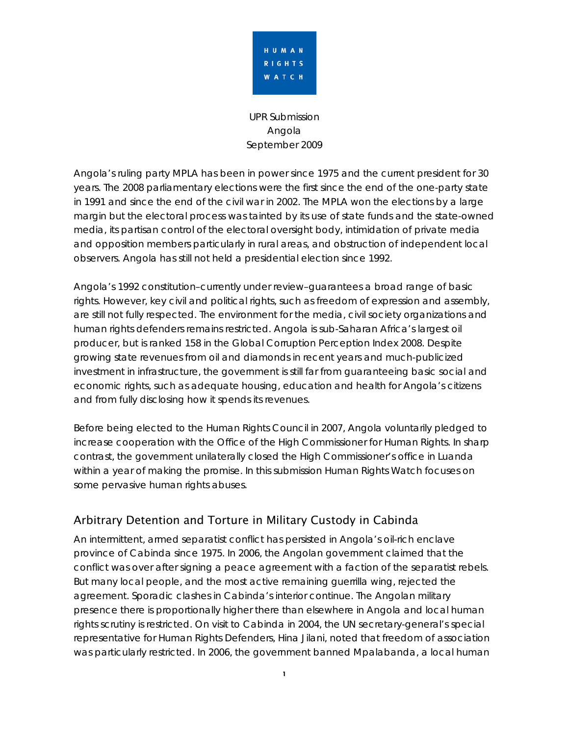HUMAN RIGHTS WATCH

UPR Submission
Angola
September 2009

Angola's ruling party MPLA has been in power since 1975 and the current president for 30 years. The 2008 parliamentary elections were the first since the end of the one-party state in 1991 and since the end of the civil war in 2002. The MPLA won the elections by a large margin but the electoral process was tainted by its use of state funds and the state-owned media, its partisan control of the electoral oversight body, intimidation of private media and opposition members particularly in rural areas, and obstruction of independent local observers. Angola has still not held a presidential election since 1992.

Angola's 1992 constitution–currently under review–guarantees a broad range of basic rights. However, key civil and political rights, such as freedom of expression and assembly, are still not fully respected. The environment for the media, civil society organizations and human rights defenders remains restricted. Angola is sub-Saharan Africa's largest oil producer, but is ranked 158 in the Global Corruption Perception Index 2008. Despite growing state revenues from oil and diamonds in recent years and much-publicized investment in infrastructure, the government is still far from guaranteeing basic social and economic rights, such as adequate housing, education and health for Angola's citizens and from fully disclosing how it spends its revenues.

Before being elected to the Human Rights Council in 2007, Angola voluntarily pledged to increase cooperation with the Office of the High Commissioner for Human Rights. In sharp contrast, the government unilaterally closed the High Commissioner's office in Luanda within a year of making the promise. In this submission Human Rights Watch focuses on some pervasive human rights abuses.

## Arbitrary Detention and Torture in Military Custody in Cabinda

An intermittent, armed separatist conflict has persisted in Angola's oil-rich enclave province of Cabinda since 1975. In 2006, the Angolan government claimed that the conflict was over after signing a peace agreement with a faction of the separatist rebels. But many local people, and the most active remaining guerrilla wing, rejected the agreement. Sporadic clashes in Cabinda's interior continue. The Angolan military presence there is proportionally higher there than elsewhere in Angola and local human rights scrutiny is restricted. On visit to Cabinda in 2004, the UN secretary-general's special representative for Human Rights Defenders, Hina Jilani, noted that freedom of association was particularly restricted. In 2006, the government banned Mpalabanda, a local human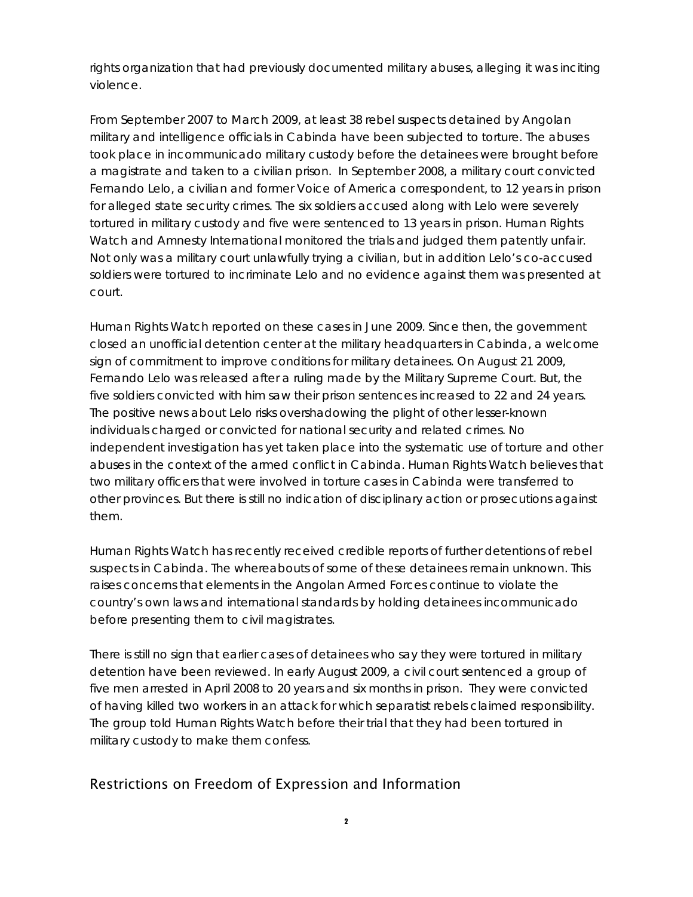rights organization that had previously documented military abuses, alleging it was inciting violence.

From September 2007 to March 2009, at least 38 rebel suspects detained by Angolan military and intelligence officials in Cabinda have been subjected to torture. The abuses took place in incommunicado military custody before the detainees were brought before a magistrate and taken to a civilian prison. In September 2008, a military court convicted Fernando Lelo, a civilian and former Voice of America correspondent, to 12 years in prison for alleged state security crimes. The six soldiers accused along with Lelo were severely tortured in military custody and five were sentenced to 13 years in prison. Human Rights Watch and Amnesty International monitored the trials and judged them patently unfair. Not only was a military court unlawfully trying a civilian, but in addition Lelo's co-accused soldiers were tortured to incriminate Lelo and no evidence against them was presented at court.

Human Rights Watch reported on these cases in June 2009. Since then, the government closed an unofficial detention center at the military headquarters in Cabinda, a welcome sign of commitment to improve conditions for military detainees. On August 21 2009, Fernando Lelo was released after a ruling made by the Military Supreme Court. But, the five soldiers convicted with him saw their prison sentences increased to 22 and 24 years. The positive news about Lelo risks overshadowing the plight of other lesser-known individuals charged or convicted for national security and related crimes. No independent investigation has yet taken place into the systematic use of torture and other abuses in the context of the armed conflict in Cabinda. Human Rights Watch believes that two military officers that were involved in torture cases in Cabinda were transferred to other provinces. But there is still no indication of disciplinary action or prosecutions against them.

Human Rights Watch has recently received credible reports of further detentions of rebel suspects in Cabinda. The whereabouts of some of these detainees remain unknown. This raises concerns that elements in the Angolan Armed Forces continue to violate the country's own laws and international standards by holding detainees incommunicado before presenting them to civil magistrates.

There is still no sign that earlier cases of detainees who say they were tortured in military detention have been reviewed. In early August 2009, a civil court sentenced a group of five men arrested in April 2008 to 20 years and six months in prison. They were convicted of having killed two workers in an attack for which separatist rebels claimed responsibility. The group told Human Rights Watch before their trial that they had been tortured in military custody to make them confess.

## Restrictions on Freedom of Expression and Information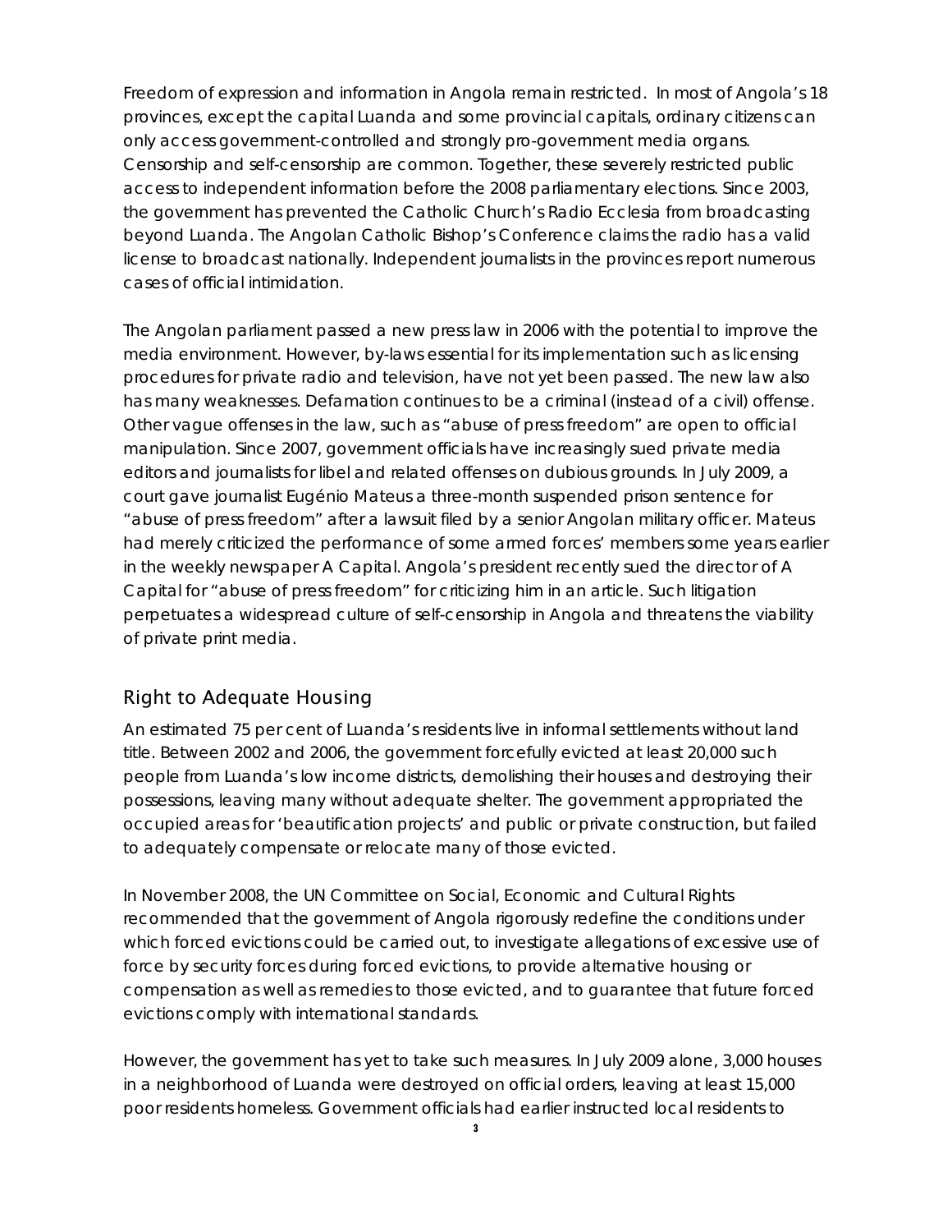Freedom of expression and information in Angola remain restricted. In most of Angola's 18 provinces, except the capital Luanda and some provincial capitals, ordinary citizens can only access government-controlled and strongly pro-government media organs. Censorship and self-censorship are common. Together, these severely restricted public access to independent information before the 2008 parliamentary elections. Since 2003, the government has prevented the Catholic Church's Radio Ecclesia from broadcasting beyond Luanda. The Angolan Catholic Bishop's Conference claims the radio has a valid license to broadcast nationally. Independent journalists in the provinces report numerous cases of official intimidation.

The Angolan parliament passed a new press law in 2006 with the potential to improve the media environment. However, by-laws essential for its implementation such as licensing procedures for private radio and television, have not yet been passed. The new law also has many weaknesses. Defamation continues to be a criminal (instead of a civil) offense. Other vague offenses in the law, such as "abuse of press freedom" are open to official manipulation. Since 2007, government officials have increasingly sued private media editors and journalists for libel and related offenses on dubious grounds. In July 2009, a court gave journalist Eugénio Mateus a three-month suspended prison sentence for "abuse of press freedom" after a lawsuit filed by a senior Angolan military officer. Mateus had merely criticized the performance of some armed forces' members some years earlier in the weekly newspaper A Capital. Angola's president recently sued the director of A Capital for "abuse of press freedom" for criticizing him in an article. Such litigation perpetuates a widespread culture of self-censorship in Angola and threatens the viability of private print media.

## Right to Adequate Housing

An estimated 75 per cent of Luanda's residents live in informal settlements without land title. Between 2002 and 2006, the government forcefully evicted at least 20,000 such people from Luanda's low income districts, demolishing their houses and destroying their possessions, leaving many without adequate shelter. The government appropriated the occupied areas for 'beautification projects' and public or private construction, but failed to adequately compensate or relocate many of those evicted.

In November 2008, the UN Committee on Social, Economic and Cultural Rights recommended that the government of Angola rigorously redefine the conditions under which forced evictions could be carried out, to investigate allegations of excessive use of force by security forces during forced evictions, to provide alternative housing or compensation as well as remedies to those evicted, and to guarantee that future forced evictions comply with international standards.

However, the government has yet to take such measures. In July 2009 alone, 3,000 houses in a neighborhood of Luanda were destroyed on official orders, leaving at least 15,000 poor residents homeless. Government officials had earlier instructed local residents to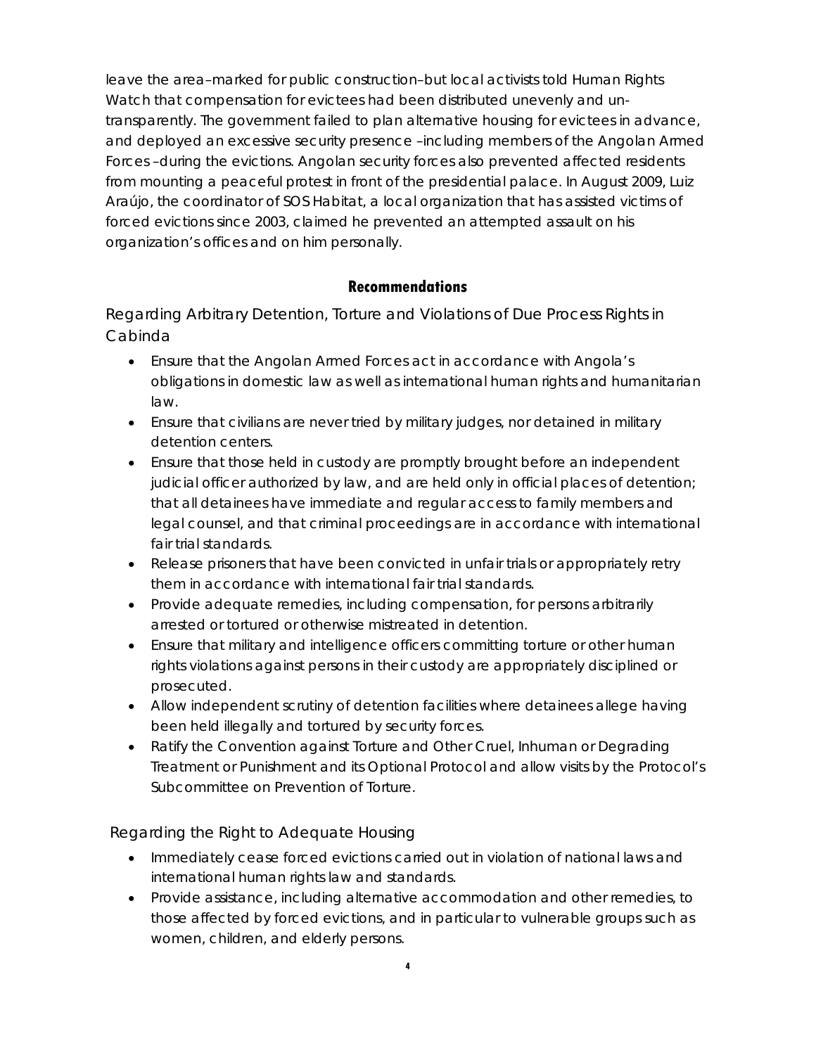leave the area–marked for public construction–but local activists told Human Rights Watch that compensation for evictees had been distributed unevenly and un-transparently. The government failed to plan alternative housing for evictees in advance, and deployed an excessive security presence –including members of the Angolan Armed Forces –during the evictions. Angolan security forces also prevented affected residents from mounting a peaceful protest in front of the presidential palace. In August 2009, Luiz Araújo, the coordinator of SOS Habitat, a local organization that has assisted victims of forced evictions since 2003, claimed he prevented an attempted assault on his organization's offices and on him personally.

## Recommendations

### Regarding Arbitrary Detention, Torture and Violations of Due Process Rights in Cabinda

- Ensure that the Angolan Armed Forces act in accordance with Angola's obligations in domestic law as well as international human rights and humanitarian law.
- Ensure that civilians are never tried by military judges, nor detained in military detention centers.
- Ensure that those held in custody are promptly brought before an independent judicial officer authorized by law, and are held only in official places of detention; that all detainees have immediate and regular access to family members and legal counsel, and that criminal proceedings are in accordance with international fair trial standards.
- Release prisoners that have been convicted in unfair trials or appropriately retry them in accordance with international fair trial standards.
- Provide adequate remedies, including compensation, for persons arbitrarily arrested or tortured or otherwise mistreated in detention.
- Ensure that military and intelligence officers committing torture or other human rights violations against persons in their custody are appropriately disciplined or prosecuted.
- Allow independent scrutiny of detention facilities where detainees allege having been held illegally and tortured by security forces.
- Ratify the Convention against Torture and Other Cruel, Inhuman or Degrading Treatment or Punishment and its Optional Protocol and allow visits by the Protocol's Subcommittee on Prevention of Torture.

### Regarding the Right to Adequate Housing

- Immediately cease forced evictions carried out in violation of national laws and international human rights law and standards.
- Provide assistance, including alternative accommodation and other remedies, to those affected by forced evictions, and in particular to vulnerable groups such as women, children, and elderly persons.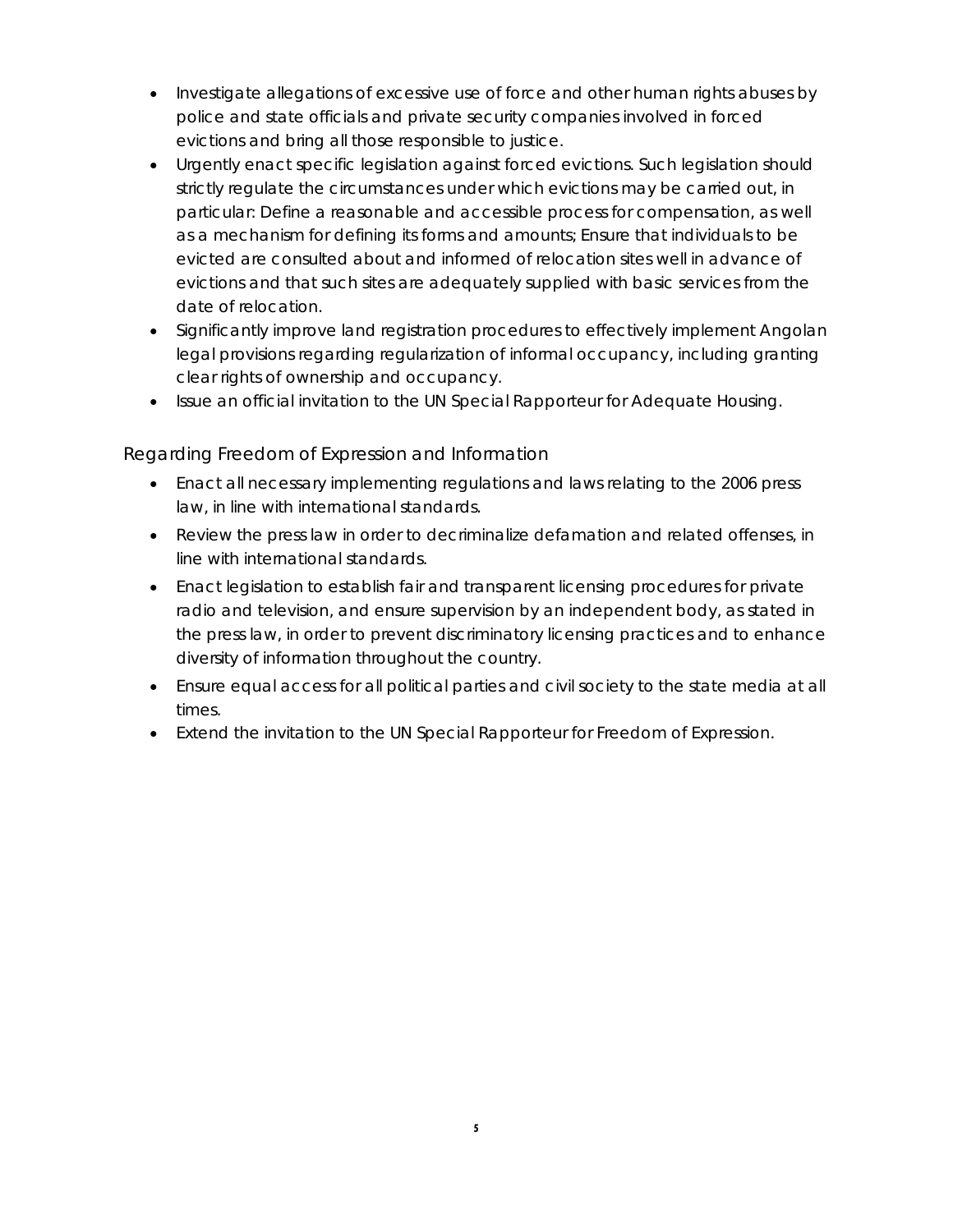- Investigate allegations of excessive use of force and other human rights abuses by police and state officials and private security companies involved in forced evictions and bring all those responsible to justice.
- Urgently enact specific legislation against forced evictions. Such legislation should strictly regulate the circumstances under which evictions may be carried out, in particular: Define a reasonable and accessible process for compensation, as well as a mechanism for defining its forms and amounts; Ensure that individuals to be evicted are consulted about and informed of relocation sites well in advance of evictions and that such sites are adequately supplied with basic services from the date of relocation.
- Significantly improve land registration procedures to effectively implement Angolan legal provisions regarding regularization of informal occupancy, including granting clear rights of ownership and occupancy.
- Issue an official invitation to the UN Special Rapporteur for Adequate Housing.

### Regarding Freedom of Expression and Information

- Enact all necessary implementing regulations and laws relating to the 2006 press law, in line with international standards.
- Review the press law in order to decriminalize defamation and related offenses, in line with international standards.
- Enact legislation to establish fair and transparent licensing procedures for private radio and television, and ensure supervision by an independent body, as stated in the press law, in order to prevent discriminatory licensing practices and to enhance diversity of information throughout the country.
- Ensure equal access for all political parties and civil society to the state media at all times.
- Extend the invitation to the UN Special Rapporteur for Freedom of Expression.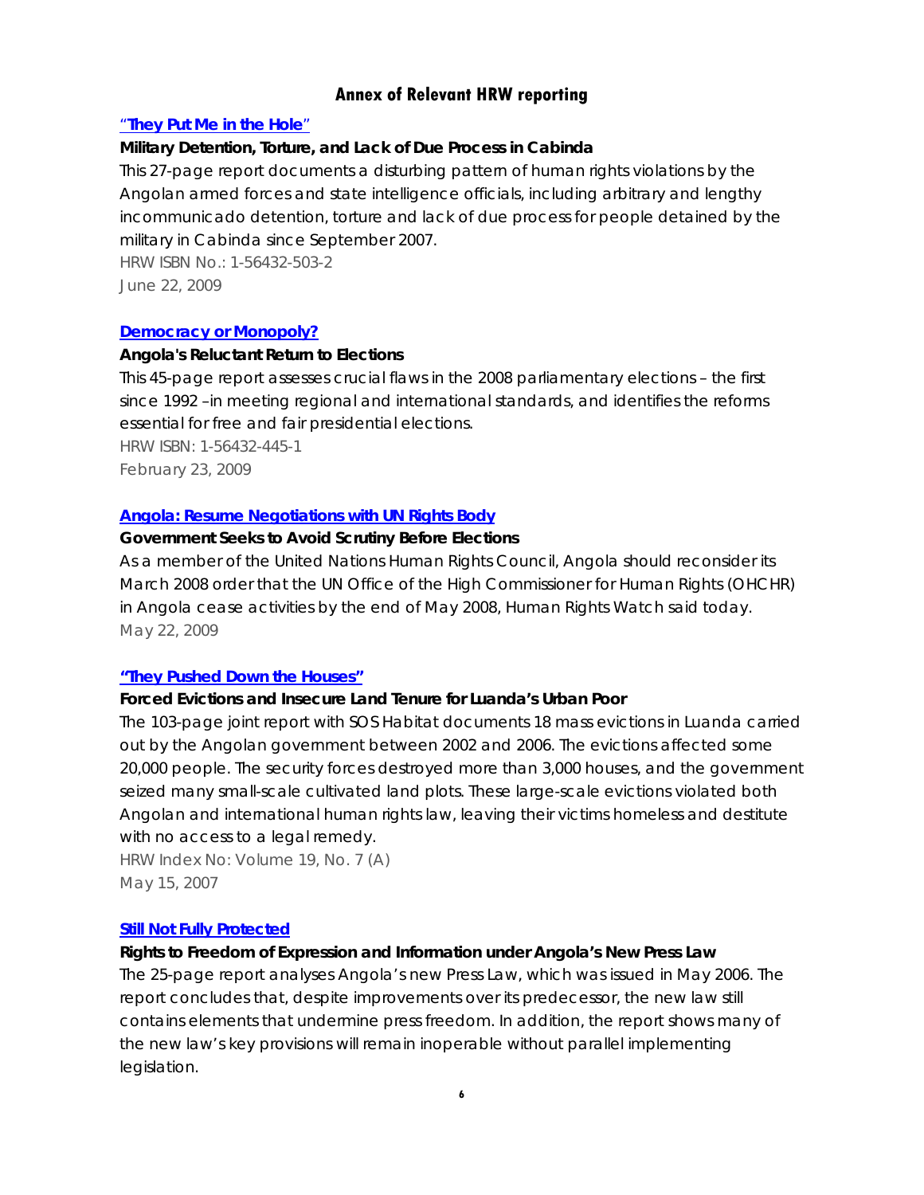## Annex of Relevant HRW reporting

### "They Put Me in the Hole"

**Military Detention, Torture, and Lack of Due Process in Cabinda**

This 27-page report documents a disturbing pattern of human rights violations by the Angolan armed forces and state intelligence officials, including arbitrary and lengthy incommunicado detention, torture and lack of due process for people detained by the military in Cabinda since September 2007.

HRW ISBN No.: 1-56432-503-2
June 22, 2009

### Democracy or Monopoly?

**Angola's Reluctant Return to Elections**

This 45-page report assesses crucial flaws in the 2008 parliamentary elections – the first since 1992 –in meeting regional and international standards, and identifies the reforms essential for free and fair presidential elections.

HRW ISBN: 1-56432-445-1
February 23, 2009

### Angola: Resume Negotiations with UN Rights Body

**Government Seeks to Avoid Scrutiny Before Elections**

As a member of the United Nations Human Rights Council, Angola should reconsider its March 2008 order that the UN Office of the High Commissioner for Human Rights (OHCHR) in Angola cease activities by the end of May 2008, Human Rights Watch said today.

May 22, 2009

### "They Pushed Down the Houses"

**Forced Evictions and Insecure Land Tenure for Luanda's Urban Poor**

The 103-page joint report with SOS Habitat documents 18 mass evictions in Luanda carried out by the Angolan government between 2002 and 2006. The evictions affected some 20,000 people. The security forces destroyed more than 3,000 houses, and the government seized many small-scale cultivated land plots. These large-scale evictions violated both Angolan and international human rights law, leaving their victims homeless and destitute with no access to a legal remedy.

HRW Index No: Volume 19, No. 7 (A)
May 15, 2007

### Still Not Fully Protected

**Rights to Freedom of Expression and Information under Angola's New Press Law**

The 25-page report analyses Angola's new Press Law, which was issued in May 2006. The report concludes that, despite improvements over its predecessor, the new law still contains elements that undermine press freedom. In addition, the report shows many of the new law's key provisions will remain inoperable without parallel implementing legislation.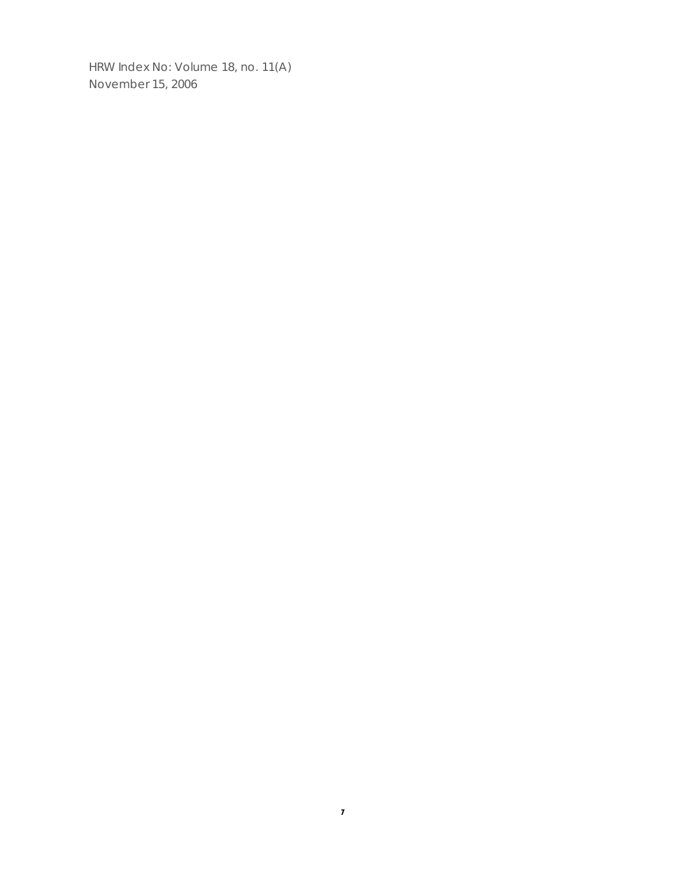HRW Index No: Volume 18, no. 11(A)
November 15, 2006